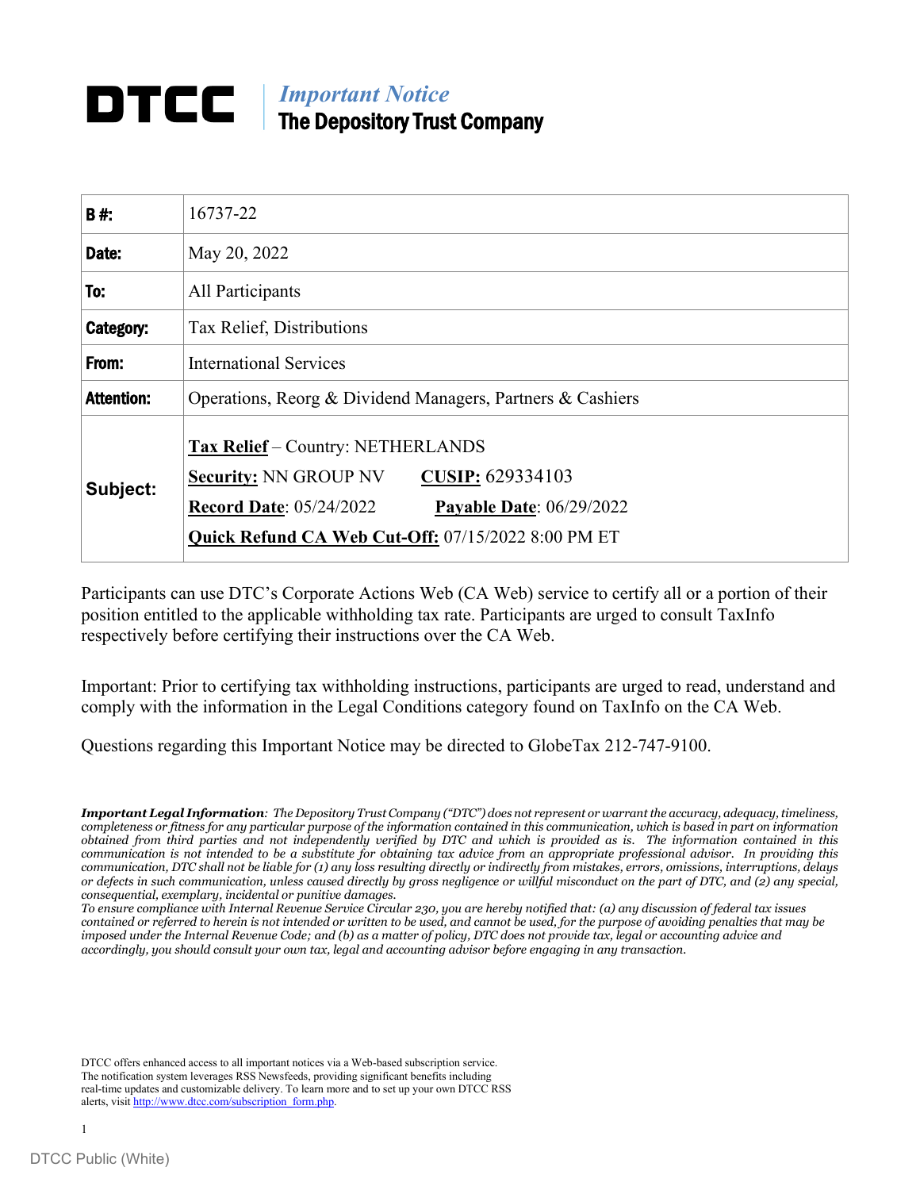# DTCC | *Important Notice*
## The Depository Trust Company

| **B #:** | 16737-22 |
|---|---|
| **Date:** | May 20, 2022 |
| **To:** | All Participants |
| **Category:** | Tax Relief, Distributions |
| **From:** | International Services |
| **Attention:** | Operations, Reorg & Dividend Managers, Partners & Cashiers |
| **Subject:** | **Tax Relief** – Country: NETHERLANDS<br>**Security:** NN GROUP NV **CUSIP:** 629334103<br>**Record Date**: 05/24/2022 **Payable Date**: 06/29/2022<br>**Quick Refund CA Web Cut-Off:** 07/15/2022 8:00 PM ET |

Participants can use DTC's Corporate Actions Web (CA Web) service to certify all or a portion of their position entitled to the applicable withholding tax rate. Participants are urged to consult TaxInfo respectively before certifying their instructions over the CA Web.

Important: Prior to certifying tax withholding instructions, participants are urged to read, understand and comply with the information in the Legal Conditions category found on TaxInfo on the CA Web.

Questions regarding this Important Notice may be directed to GlobeTax 212-747-9100.

***Important Legal Information**: The Depository Trust Company ("DTC") does not represent or warrant the accuracy, adequacy, timeliness, completeness or fitness for any particular purpose of the information contained in this communication, which is based in part on information obtained from third parties and not independently verified by DTC and which is provided as is. The information contained in this communication is not intended to be a substitute for obtaining tax advice from an appropriate professional advisor. In providing this communication, DTC shall not be liable for (1) any loss resulting directly or indirectly from mistakes, errors, omissions, interruptions, delays or defects in such communication, unless caused directly by gross negligence or willful misconduct on the part of DTC, and (2) any special, consequential, exemplary, incidental or punitive damages.*

*To ensure compliance with Internal Revenue Service Circular 230, you are hereby notified that: (a) any discussion of federal tax issues contained or referred to herein is not intended or written to be used, and cannot be used, for the purpose of avoiding penalties that may be imposed under the Internal Revenue Code; and (b) as a matter of policy, DTC does not provide tax, legal or accounting advice and accordingly, you should consult your own tax, legal and accounting advisor before engaging in any transaction.*

DTCC offers enhanced access to all important notices via a Web-based subscription service. The notification system leverages RSS Newsfeeds, providing significant benefits including real-time updates and customizable delivery. To learn more and to set up your own DTCC RSS alerts, visit http://www.dtcc.com/subscription_form.php.

DTCC Public (White)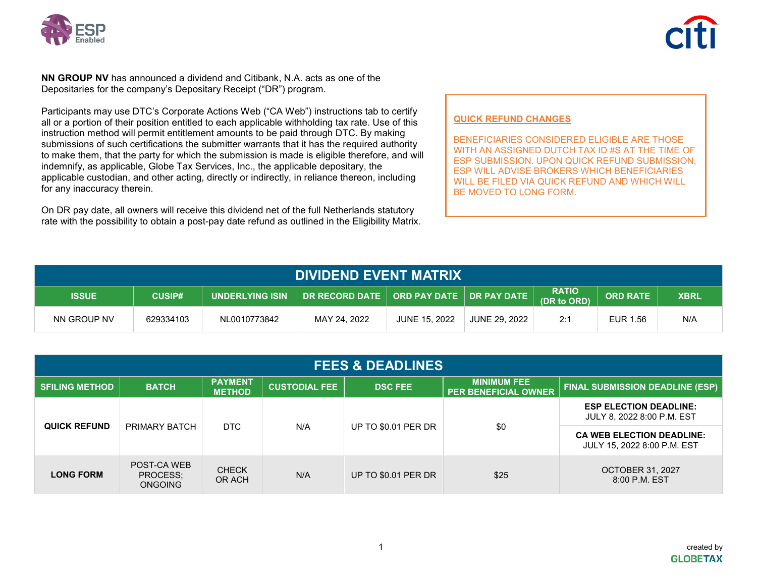**NN GROUP NV** has announced a dividend and Citibank, N.A. acts as one of the Depositaries for the company's Depositary Receipt ("DR") program.

Participants may use DTC's Corporate Actions Web ("CA Web") instructions tab to certify all or a portion of their position entitled to each applicable withholding tax rate. Use of this instruction method will permit entitlement amounts to be paid through DTC. By making submissions of such certifications the submitter warrants that it has the required authority to make them, that the party for which the submission is made is eligible therefore, and will indemnify, as applicable, Globe Tax Services, Inc., the applicable depositary, the applicable custodian, and other acting, directly or indirectly, in reliance thereon, including for any inaccuracy therein.

On DR pay date, all owners will receive this dividend net of the full Netherlands statutory rate with the possibility to obtain a post-pay date refund as outlined in the Eligibility Matrix.

**QUICK REFUND CHANGES**

BENEFICIARIES CONSIDERED ELIGIBLE ARE THOSE WITH AN ASSIGNED DUTCH TAX ID #S AT THE TIME OF ESP SUBMISSION. UPON QUICK REFUND SUBMISSION, ESP WILL ADVISE BROKERS WHICH BENEFICIARIES WILL BE FILED VIA QUICK REFUND AND WHICH WILL BE MOVED TO LONG FORM.

## DIVIDEND EVENT MATRIX

| ISSUE | CUSIP# | UNDERLYING ISIN | DR RECORD DATE | ORD PAY DATE | DR PAY DATE | RATIO (DR to ORD) | ORD RATE | XBRL |
|---|---|---|---|---|---|---|---|---|
| NN GROUP NV | 629334103 | NL0010773842 | MAY 24, 2022 | JUNE 15, 2022 | JUNE 29, 2022 | 2:1 | EUR 1.56 | N/A |

## FEES & DEADLINES

| SFILING METHOD | BATCH | PAYMENT METHOD | CUSTODIAL FEE | DSC FEE | MINIMUM FEE PER BENEFICIAL OWNER | FINAL SUBMISSION DEADLINE (ESP) |
|---|---|---|---|---|---|---|
| **QUICK REFUND** | PRIMARY BATCH | DTC | N/A | UP TO $0.01 PER DR | $0 | **ESP ELECTION DEADLINE:** JULY 8, 2022 8:00 P.M. EST<br>**CA WEB ELECTION DEADLINE:** JULY 15, 2022 8:00 P.M. EST |
| **LONG FORM** | POST-CA WEB PROCESS; ONGOING | CHECK OR ACH | N/A | UP TO $0.01 PER DR | $25 | OCTOBER 31, 2027 8:00 P.M. EST |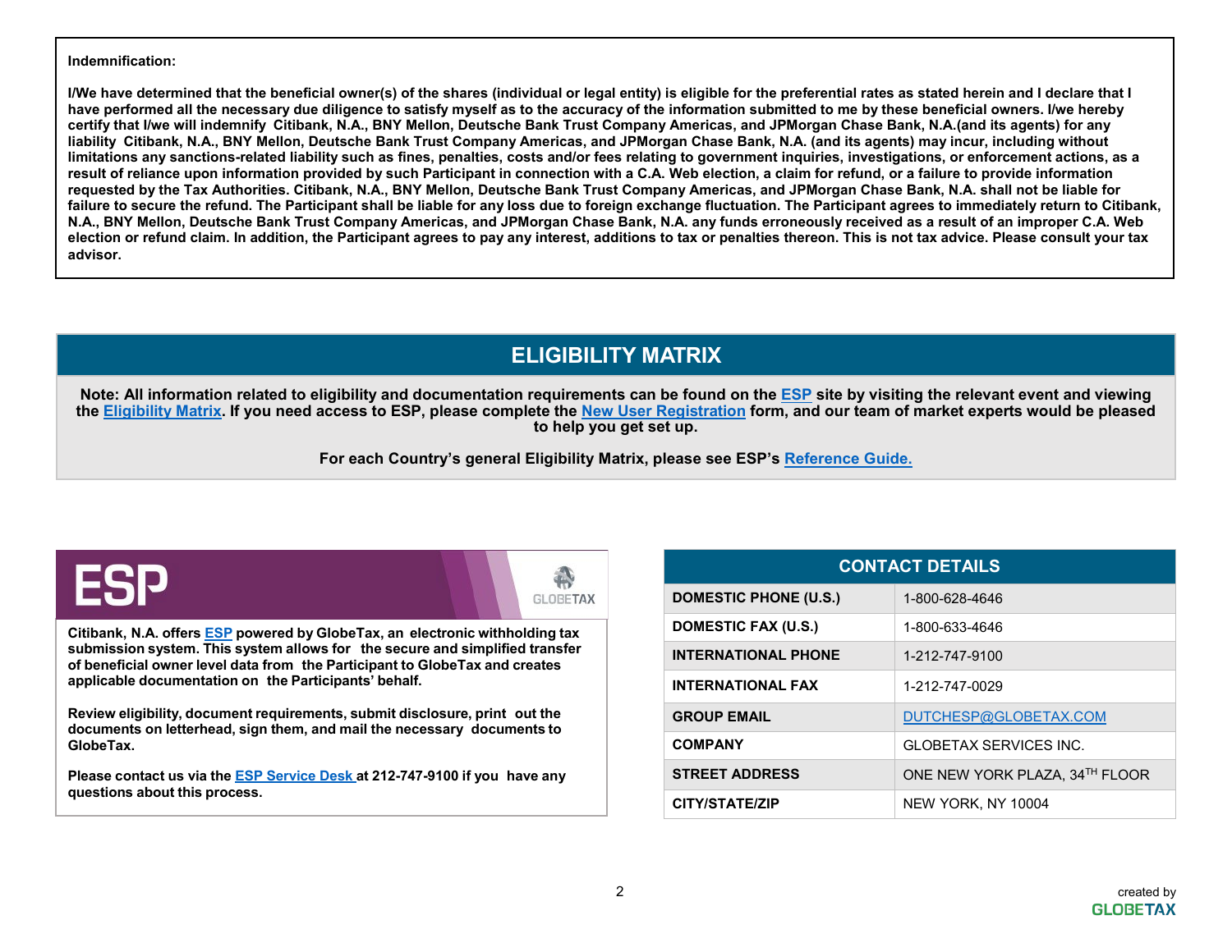**Indemnification:**

**I/We have determined that the beneficial owner(s) of the shares (individual or legal entity) is eligible for the preferential rates as stated herein and I declare that I have performed all the necessary due diligence to satisfy myself as to the accuracy of the information submitted to me by these beneficial owners. I/we hereby certify that I/we will indemnify Citibank, N.A., BNY Mellon, Deutsche Bank Trust Company Americas, and JPMorgan Chase Bank, N.A.(and its agents) for any liability Citibank, N.A., BNY Mellon, Deutsche Bank Trust Company Americas, and JPMorgan Chase Bank, N.A. (and its agents) may incur, including without limitations any sanctions-related liability such as fines, penalties, costs and/or fees relating to government inquiries, investigations, or enforcement actions, as a result of reliance upon information provided by such Participant in connection with a C.A. Web election, a claim for refund, or a failure to provide information requested by the Tax Authorities. Citibank, N.A., BNY Mellon, Deutsche Bank Trust Company Americas, and JPMorgan Chase Bank, N.A. shall not be liable for failure to secure the refund. The Participant shall be liable for any loss due to foreign exchange fluctuation. The Participant agrees to immediately return to Citibank, N.A., BNY Mellon, Deutsche Bank Trust Company Americas, and JPMorgan Chase Bank, N.A. any funds erroneously received as a result of an improper C.A. Web election or refund claim. In addition, the Participant agrees to pay any interest, additions to tax or penalties thereon. This is not tax advice. Please consult your tax advisor.**

## ELIGIBILITY MATRIX

**Note: All information related to eligibility and documentation requirements can be found on the ESP site by visiting the relevant event and viewing the Eligibility Matrix. If you need access to ESP, please complete the New User Registration form, and our team of market experts would be pleased to help you get set up.**

**For each Country's general Eligibility Matrix, please see ESP's Reference Guide.**

## ESP

GLOBETAX

**Citibank, N.A. offers ESP powered by GlobeTax, an electronic withholding tax submission system. This system allows for the secure and simplified transfer of beneficial owner level data from the Participant to GlobeTax and creates applicable documentation on the Participants' behalf.**

**Review eligibility, document requirements, submit disclosure, print out the documents on letterhead, sign them, and mail the necessary documents to GlobeTax.**

**Please contact us via the ESP Service Desk at 212-747-9100 if you have any questions about this process.**

| CONTACT DETAILS | |
|---|---|
| **DOMESTIC PHONE (U.S.)** | 1-800-628-4646 |
| **DOMESTIC FAX (U.S.)** | 1-800-633-4646 |
| **INTERNATIONAL PHONE** | 1-212-747-9100 |
| **INTERNATIONAL FAX** | 1-212-747-0029 |
| **GROUP EMAIL** | DUTCHESP@GLOBETAX.COM |
| **COMPANY** | GLOBETAX SERVICES INC. |
| **STREET ADDRESS** | ONE NEW YORK PLAZA, 34TH FLOOR |
| **CITY/STATE/ZIP** | NEW YORK, NY 10004 |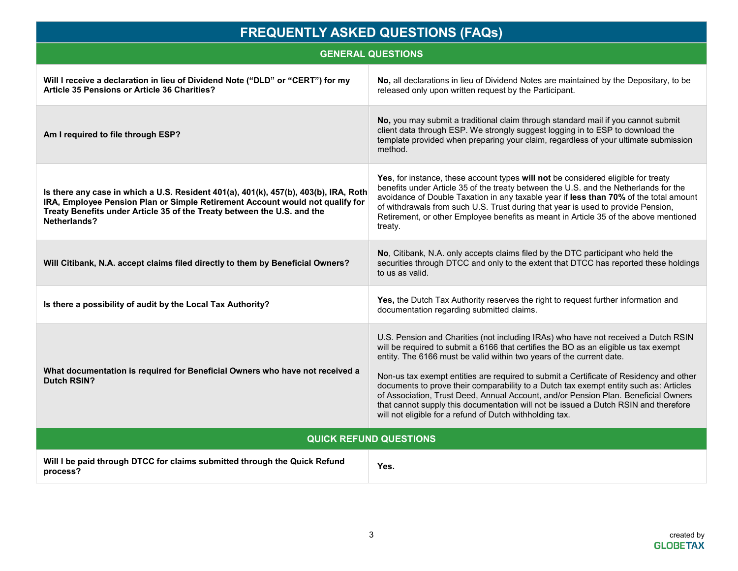# FREQUENTLY ASKED QUESTIONS (FAQs)

## GENERAL QUESTIONS

| | |
|---|---|
| **Will I receive a declaration in lieu of Dividend Note (“DLD” or “CERT”) for my Article 35 Pensions or Article 36 Charities?** | **No,** all declarations in lieu of Dividend Notes are maintained by the Depositary, to be released only upon written request by the Participant. |
| **Am I required to file through ESP?** | **No,** you may submit a traditional claim through standard mail if you cannot submit client data through ESP. We strongly suggest logging in to ESP to download the template provided when preparing your claim, regardless of your ultimate submission method. |
| **Is there any case in which a U.S. Resident 401(a), 401(k), 457(b), 403(b), IRA, Roth IRA, Employee Pension Plan or Simple Retirement Account would not qualify for Treaty Benefits under Article 35 of the Treaty between the U.S. and the Netherlands?** | **Yes**, for instance, these account types **will not** be considered eligible for treaty benefits under Article 35 of the treaty between the U.S. and the Netherlands for the avoidance of Double Taxation in any taxable year if **less than 70%** of the total amount of withdrawals from such U.S. Trust during that year is used to provide Pension, Retirement, or other Employee benefits as meant in Article 35 of the above mentioned treaty. |
| **Will Citibank, N.A. accept claims filed directly to them by Beneficial Owners?** | **No**, Citibank, N.A. only accepts claims filed by the DTC participant who held the securities through DTCC and only to the extent that DTCC has reported these holdings to us as valid. |
| **Is there a possibility of audit by the Local Tax Authority?** | **Yes,** the Dutch Tax Authority reserves the right to request further information and documentation regarding submitted claims. |
| **What documentation is required for Beneficial Owners who have not received a Dutch RSIN?** | U.S. Pension and Charities (not including IRAs) who have not received a Dutch RSIN will be required to submit a 6166 that certifies the BO as an eligible us tax exempt entity. The 6166 must be valid within two years of the current date.<br><br>Non-us tax exempt entities are required to submit a Certificate of Residency and other documents to prove their comparability to a Dutch tax exempt entity such as: Articles of Association, Trust Deed, Annual Account, and/or Pension Plan. Beneficial Owners that cannot supply this documentation will not be issued a Dutch RSIN and therefore will not eligible for a refund of Dutch withholding tax. |

## QUICK REFUND QUESTIONS

| | |
|---|---|
| **Will I be paid through DTCC for claims submitted through the Quick Refund process?** | **Yes.** |

created by GLOBETAX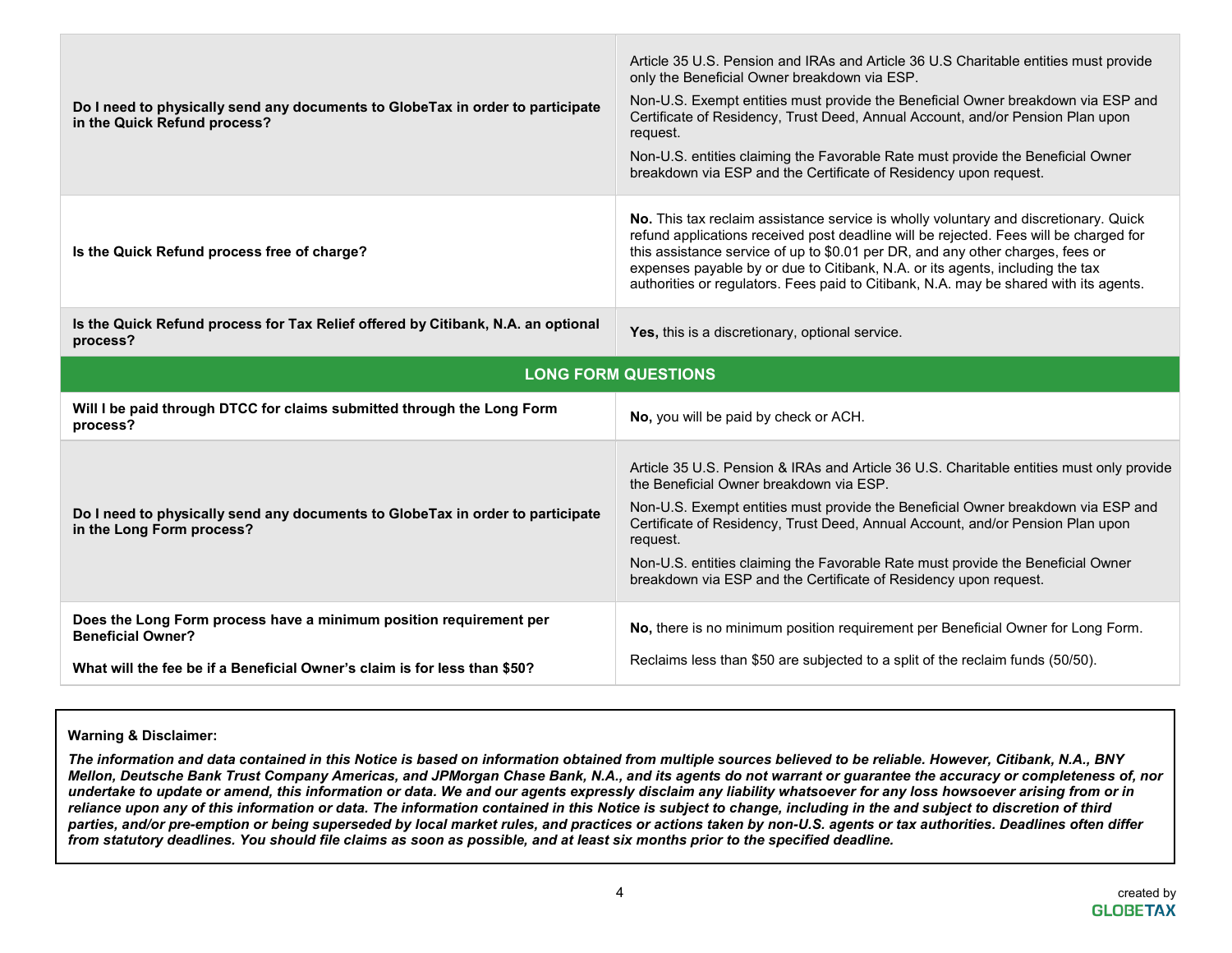| | |
|---|---|
| **Do I need to physically send any documents to GlobeTax in order to participate in the Quick Refund process?** | Article 35 U.S. Pension and IRAs and Article 36 U.S Charitable entities must provide only the Beneficial Owner breakdown via ESP.<br><br>Non-U.S. Exempt entities must provide the Beneficial Owner breakdown via ESP and Certificate of Residency, Trust Deed, Annual Account, and/or Pension Plan upon request.<br><br>Non-U.S. entities claiming the Favorable Rate must provide the Beneficial Owner breakdown via ESP and the Certificate of Residency upon request. |
| **Is the Quick Refund process free of charge?** | **No.** This tax reclaim assistance service is wholly voluntary and discretionary. Quick refund applications received post deadline will be rejected. Fees will be charged for this assistance service of up to $0.01 per DR, and any other charges, fees or expenses payable by or due to Citibank, N.A. or its agents, including the tax authorities or regulators. Fees paid to Citibank, N.A. may be shared with its agents. |
| **Is the Quick Refund process for Tax Relief offered by Citibank, N.A. an optional process?** | **Yes,** this is a discretionary, optional service. |
| **LONG FORM QUESTIONS** | |
| **Will I be paid through DTCC for claims submitted through the Long Form process?** | **No,** you will be paid by check or ACH. |
| **Do I need to physically send any documents to GlobeTax in order to participate in the Long Form process?** | Article 35 U.S. Pension & IRAs and Article 36 U.S. Charitable entities must only provide the Beneficial Owner breakdown via ESP.<br><br>Non-U.S. Exempt entities must provide the Beneficial Owner breakdown via ESP and Certificate of Residency, Trust Deed, Annual Account, and/or Pension Plan upon request.<br><br>Non-U.S. entities claiming the Favorable Rate must provide the Beneficial Owner breakdown via ESP and the Certificate of Residency upon request. |
| **Does the Long Form process have a minimum position requirement per Beneficial Owner?**<br><br>**What will the fee be if a Beneficial Owner's claim is for less than $50?** | **No,** there is no minimum position requirement per Beneficial Owner for Long Form.<br><br>Reclaims less than $50 are subjected to a split of the reclaim funds (50/50). |

**Warning & Disclaimer:**

***The information and data contained in this Notice is based on information obtained from multiple sources believed to be reliable. However, Citibank, N.A., BNY Mellon, Deutsche Bank Trust Company Americas, and JPMorgan Chase Bank, N.A., and its agents do not warrant or guarantee the accuracy or completeness of, nor undertake to update or amend, this information or data. We and our agents expressly disclaim any liability whatsoever for any loss howsoever arising from or in reliance upon any of this information or data. The information contained in this Notice is subject to change, including in the and subject to discretion of third parties, and/or pre-emption or being superseded by local market rules, and practices or actions taken by non-U.S. agents or tax authorities. Deadlines often differ from statutory deadlines. You should file claims as soon as possible, and at least six months prior to the specified deadline.***

created by GLOBETAX